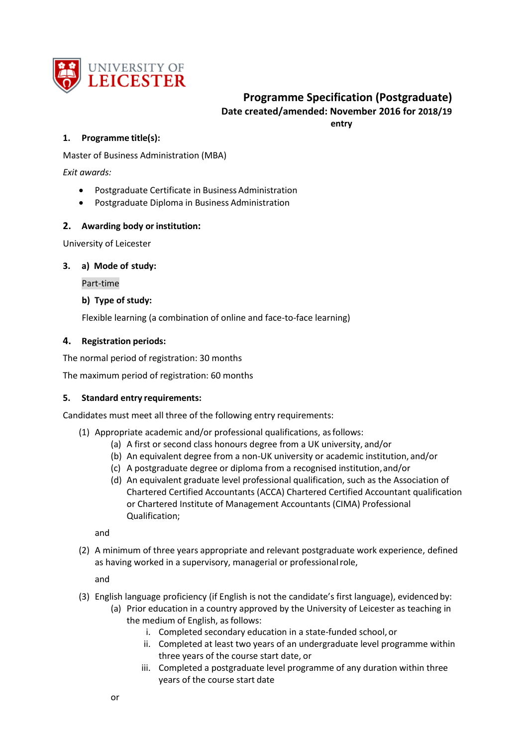UNIVERSITY OF LEICESTER

# Programme Specification (Postgraduate)

**Date created/amended: November 2016 for 2018/19 entry**

## 1. Programme title(s):

Master of Business Administration (MBA)

*Exit awards:*

- Postgraduate Certificate in Business Administration
- Postgraduate Diploma in Business Administration

## 2. Awarding body or institution:

University of Leicester

## 3. a) Mode of study:

Part-time

**b) Type of study:**

Flexible learning (a combination of online and face-to-face learning)

## 4. Registration periods:

The normal period of registration: 30 months

The maximum period of registration: 60 months

## 5. Standard entry requirements:

Candidates must meet all three of the following entry requirements:

(1) Appropriate academic and/or professional qualifications, as follows:
   - (a) A first or second class honours degree from a UK university, and/or
   - (b) An equivalent degree from a non-UK university or academic institution, and/or
   - (c) A postgraduate degree or diploma from a recognised institution, and/or
   - (d) An equivalent graduate level professional qualification, such as the Association of Chartered Certified Accountants (ACCA) Chartered Certified Accountant qualification or Chartered Institute of Management Accountants (CIMA) Professional Qualification;

   and

(2) A minimum of three years appropriate and relevant postgraduate work experience, defined as having worked in a supervisory, managerial or professional role,

   and

(3) English language proficiency (if English is not the candidate's first language), evidenced by:
   - (a) Prior education in a country approved by the University of Leicester as teaching in the medium of English, as follows:
     - i. Completed secondary education in a state-funded school, or
     - ii. Completed at least two years of an undergraduate level programme within three years of the course start date, or
     - iii. Completed a postgraduate level programme of any duration within three years of the course start date

   or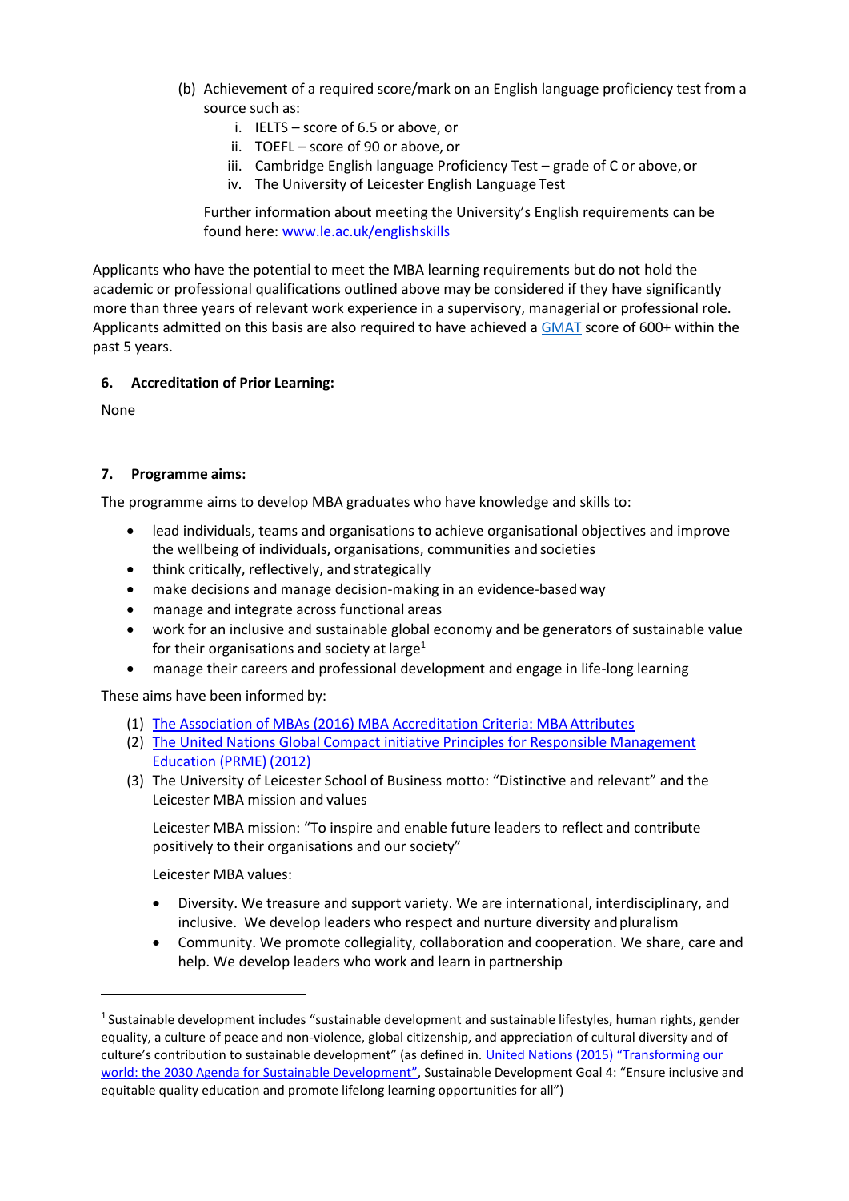(b) Achievement of a required score/mark on an English language proficiency test from a source such as:

   i. IELTS – score of 6.5 or above, or
   ii. TOEFL – score of 90 or above, or
   iii. Cambridge English language Proficiency Test – grade of C or above, or
   iv. The University of Leicester English Language Test

   Further information about meeting the University's English requirements can be found here: [www.le.ac.uk/englishskills](www.le.ac.uk/englishskills)

Applicants who have the potential to meet the MBA learning requirements but do not hold the academic or professional qualifications outlined above may be considered if they have significantly more than three years of relevant work experience in a supervisory, managerial or professional role. Applicants admitted on this basis are also required to have achieved a GMAT score of 600+ within the past 5 years.

**6. Accreditation of Prior Learning:**

None

**7. Programme aims:**

The programme aims to develop MBA graduates who have knowledge and skills to:

- lead individuals, teams and organisations to achieve organisational objectives and improve the wellbeing of individuals, organisations, communities and societies
- think critically, reflectively, and strategically
- make decisions and manage decision-making in an evidence-based way
- manage and integrate across functional areas
- work for an inclusive and sustainable global economy and be generators of sustainable value for their organisations and society at large[1]
- manage their careers and professional development and engage in life-long learning

These aims have been informed by:

(1) The Association of MBAs (2016) MBA Accreditation Criteria: MBA Attributes
(2) The United Nations Global Compact initiative Principles for Responsible Management Education (PRME) (2012)
(3) The University of Leicester School of Business motto: "Distinctive and relevant" and the Leicester MBA mission and values

   Leicester MBA mission: "To inspire and enable future leaders to reflect and contribute positively to their organisations and our society"

   Leicester MBA values:

   - Diversity. We treasure and support variety. We are international, interdisciplinary, and inclusive. We develop leaders who respect and nurture diversity and pluralism
   - Community. We promote collegiality, collaboration and cooperation. We share, care and help. We develop leaders who work and learn in partnership

---

[1] Sustainable development includes "sustainable development and sustainable lifestyles, human rights, gender equality, a culture of peace and non-violence, global citizenship, and appreciation of cultural diversity and of culture's contribution to sustainable development" (as defined in. United Nations (2015) "Transforming our world: the 2030 Agenda for Sustainable Development", Sustainable Development Goal 4: "Ensure inclusive and equitable quality education and promote lifelong learning opportunities for all")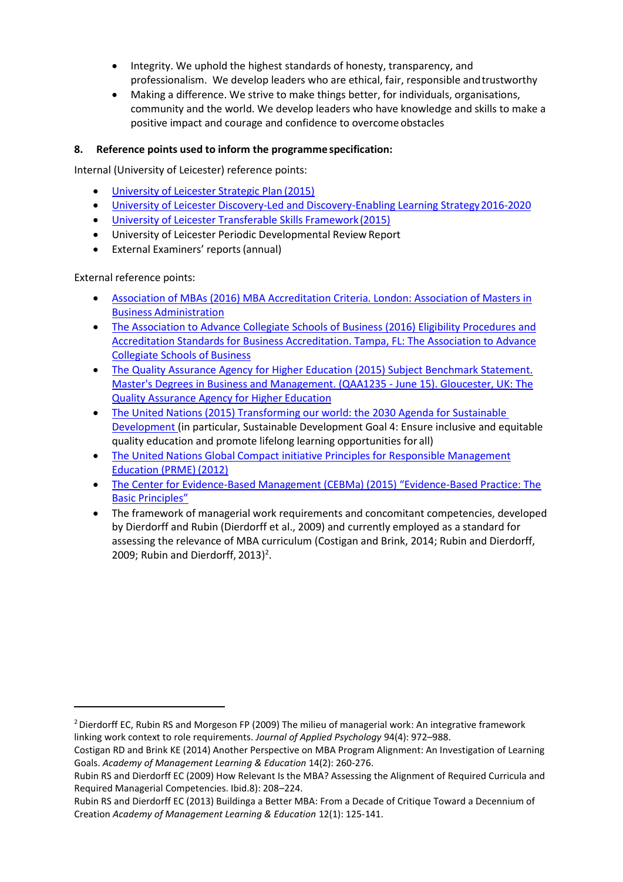- Integrity. We uphold the highest standards of honesty, transparency, and professionalism. We develop leaders who are ethical, fair, responsible and trustworthy
- Making a difference. We strive to make things better, for individuals, organisations, community and the world. We develop leaders who have knowledge and skills to make a positive impact and courage and confidence to overcome obstacles

**8. Reference points used to inform the programme specification:**

Internal (University of Leicester) reference points:

- University of Leicester Strategic Plan (2015)
- University of Leicester Discovery-Led and Discovery-Enabling Learning Strategy 2016-2020
- University of Leicester Transferable Skills Framework (2015)
- University of Leicester Periodic Developmental Review Report
- External Examiners' reports (annual)

External reference points:

- Association of MBAs (2016) MBA Accreditation Criteria. London: Association of Masters in Business Administration
- The Association to Advance Collegiate Schools of Business (2016) Eligibility Procedures and Accreditation Standards for Business Accreditation. Tampa, FL: The Association to Advance Collegiate Schools of Business
- The Quality Assurance Agency for Higher Education (2015) Subject Benchmark Statement. Master's Degrees in Business and Management. (QAA1235 - June 15). Gloucester, UK: The Quality Assurance Agency for Higher Education
- The United Nations (2015) Transforming our world: the 2030 Agenda for Sustainable Development (in particular, Sustainable Development Goal 4: Ensure inclusive and equitable quality education and promote lifelong learning opportunities for all)
- The United Nations Global Compact initiative Principles for Responsible Management Education (PRME) (2012)
- The Center for Evidence-Based Management (CEBMa) (2015) "Evidence-Based Practice: The Basic Principles"
- The framework of managerial work requirements and concomitant competencies, developed by Dierdorff and Rubin (Dierdorff et al., 2009) and currently employed as a standard for assessing the relevance of MBA curriculum (Costigan and Brink, 2014; Rubin and Dierdorff, 2009; Rubin and Dierdorff, 2013)[2].

---

[2] Dierdorff EC, Rubin RS and Morgeson FP (2009) The milieu of managerial work: An integrative framework linking work context to role requirements. *Journal of Applied Psychology* 94(4): 972–988.
Costigan RD and Brink KE (2014) Another Perspective on MBA Program Alignment: An Investigation of Learning Goals. *Academy of Management Learning & Education* 14(2): 260-276.
Rubin RS and Dierdorff EC (2009) How Relevant Is the MBA? Assessing the Alignment of Required Curricula and Required Managerial Competencies. Ibid.8): 208–224.
Rubin RS and Dierdorff EC (2013) Buildinga a Better MBA: From a Decade of Critique Toward a Decennium of Creation *Academy of Management Learning & Education* 12(1): 125-141.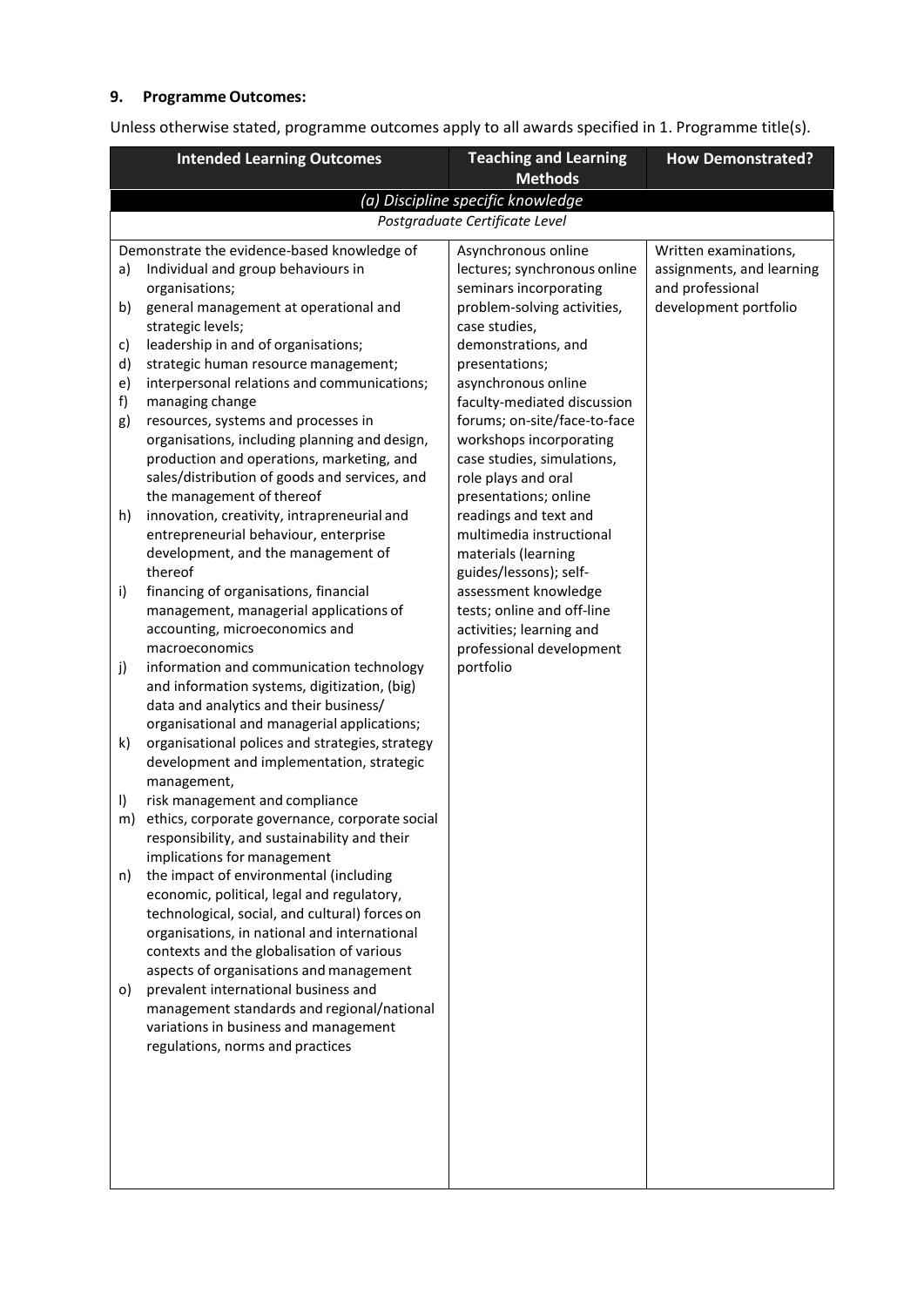## 9. Programme Outcomes:

Unless otherwise stated, programme outcomes apply to all awards specified in 1. Programme title(s).

| Intended Learning Outcomes | Teaching and Learning Methods | How Demonstrated? |
|---|---|---|
| *(a) Discipline specific knowledge* | | |
| *Postgraduate Certificate Level* | | |
| Demonstrate the evidence-based knowledge of<br>a) Individual and group behaviours in organisations;<br>b) general management at operational and strategic levels;<br>c) leadership in and of organisations;<br>d) strategic human resource management;<br>e) interpersonal relations and communications;<br>f) managing change<br>g) resources, systems and processes in organisations, including planning and design, production and operations, marketing, and sales/distribution of goods and services, and the management of thereof<br>h) innovation, creativity, intrapreneurial and entrepreneurial behaviour, enterprise development, and the management of thereof<br>i) financing of organisations, financial management, managerial applications of accounting, microeconomics and macroeconomics<br>j) information and communication technology and information systems, digitization, (big) data and analytics and their business/ organisational and managerial applications;<br>k) organisational polices and strategies, strategy development and implementation, strategic management,<br>l) risk management and compliance<br>m) ethics, corporate governance, corporate social responsibility, and sustainability and their implications for management<br>n) the impact of environmental (including economic, political, legal and regulatory, technological, social, and cultural) forces on organisations, in national and international contexts and the globalisation of various aspects of organisations and management<br>o) prevalent international business and management standards and regional/national variations in business and management regulations, norms and practices | Asynchronous online lectures; synchronous online seminars incorporating problem-solving activities, case studies, demonstrations, and presentations; asynchronous online faculty-mediated discussion forums; on-site/face-to-face workshops incorporating case studies, simulations, role plays and oral presentations; online readings and text and multimedia instructional materials (learning guides/lessons); self-assessment knowledge tests; online and off-line activities; learning and professional development portfolio | Written examinations, assignments, and learning and professional development portfolio |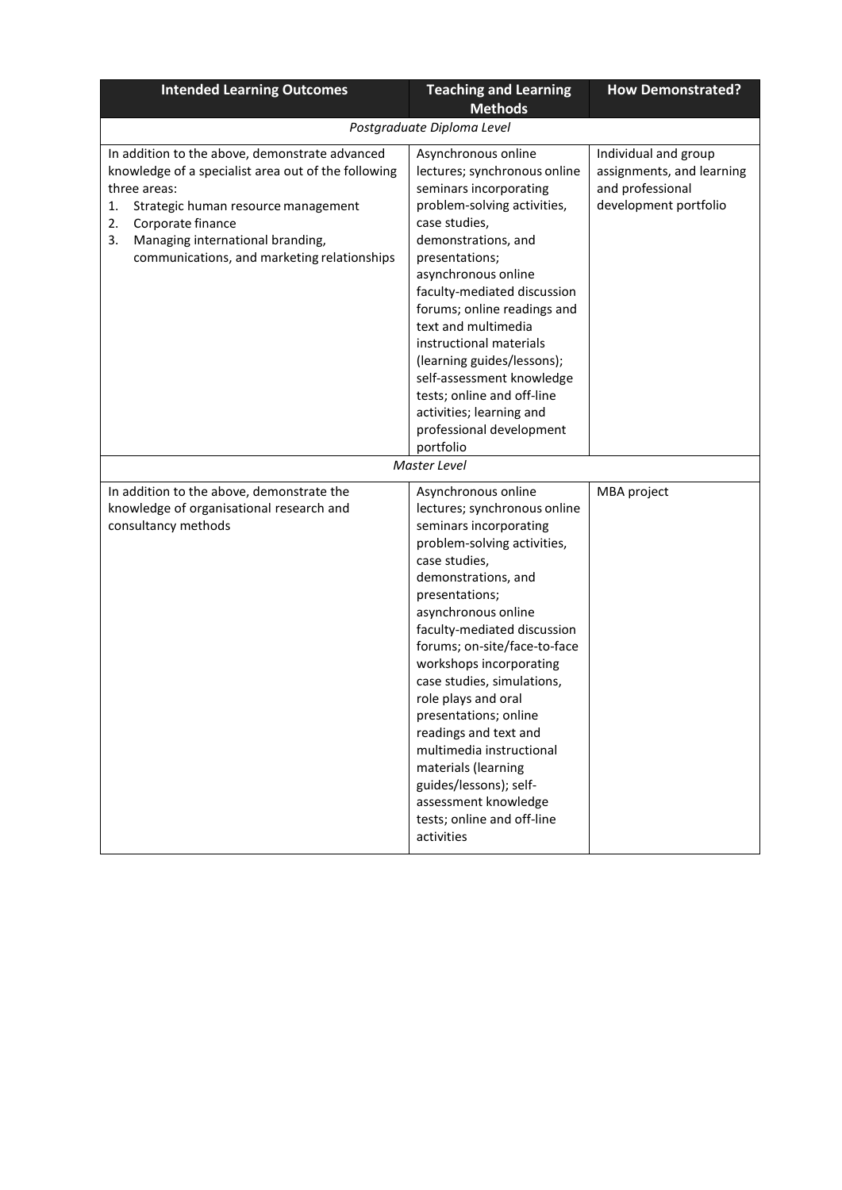| Intended Learning Outcomes | Teaching and Learning Methods | How Demonstrated? |
|---|---|---|
| *Postgraduate Diploma Level* | | |
| In addition to the above, demonstrate advanced knowledge of a specialist area out of the following three areas:<br>1. Strategic human resource management<br>2. Corporate finance<br>3. Managing international branding, communications, and marketing relationships | Asynchronous online lectures; synchronous online seminars incorporating problem-solving activities, case studies, demonstrations, and presentations; asynchronous online faculty-mediated discussion forums; online readings and text and multimedia instructional materials (learning guides/lessons); self-assessment knowledge tests; online and off-line activities; learning and professional development portfolio | Individual and group assignments, and learning and professional development portfolio |
| *Master Level* | | |
| In addition to the above, demonstrate the knowledge of organisational research and consultancy methods | Asynchronous online lectures; synchronous online seminars incorporating problem-solving activities, case studies, demonstrations, and presentations; asynchronous online faculty-mediated discussion forums; on-site/face-to-face workshops incorporating case studies, simulations, role plays and oral presentations; online readings and text and multimedia instructional materials (learning guides/lessons); self-assessment knowledge tests; online and off-line activities | MBA project |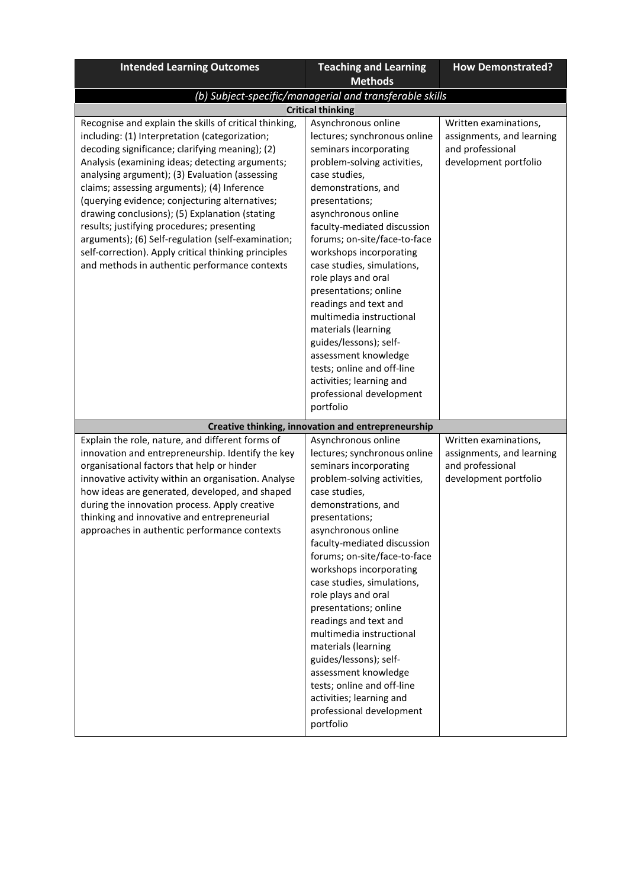| Intended Learning Outcomes | Teaching and Learning Methods | How Demonstrated? |
|---|---|---|
| *(b) Subject-specific/managerial and transferable skills* | | |
| **Critical thinking** | | |
| Recognise and explain the skills of critical thinking, including: (1) Interpretation (categorization; decoding significance; clarifying meaning); (2) Analysis (examining ideas; detecting arguments; analysing argument); (3) Evaluation (assessing claims; assessing arguments); (4) Inference (querying evidence; conjecturing alternatives; drawing conclusions); (5) Explanation (stating results; justifying procedures; presenting arguments); (6) Self-regulation (self-examination; self-correction). Apply critical thinking principles and methods in authentic performance contexts | Asynchronous online lectures; synchronous online seminars incorporating problem-solving activities, case studies, demonstrations, and presentations; asynchronous online faculty-mediated discussion forums; on-site/face-to-face workshops incorporating case studies, simulations, role plays and oral presentations; online readings and text and multimedia instructional materials (learning guides/lessons); self-assessment knowledge tests; online and off-line activities; learning and professional development portfolio | Written examinations, assignments, and learning and professional development portfolio |
| **Creative thinking, innovation and entrepreneurship** | | |
| Explain the role, nature, and different forms of innovation and entrepreneurship. Identify the key organisational factors that help or hinder innovative activity within an organisation. Analyse how ideas are generated, developed, and shaped during the innovation process. Apply creative thinking and innovative and entrepreneurial approaches in authentic performance contexts | Asynchronous online lectures; synchronous online seminars incorporating problem-solving activities, case studies, demonstrations, and presentations; asynchronous online faculty-mediated discussion forums; on-site/face-to-face workshops incorporating case studies, simulations, role plays and oral presentations; online readings and text and multimedia instructional materials (learning guides/lessons); self-assessment knowledge tests; online and off-line activities; learning and professional development portfolio | Written examinations, assignments, and learning and professional development portfolio |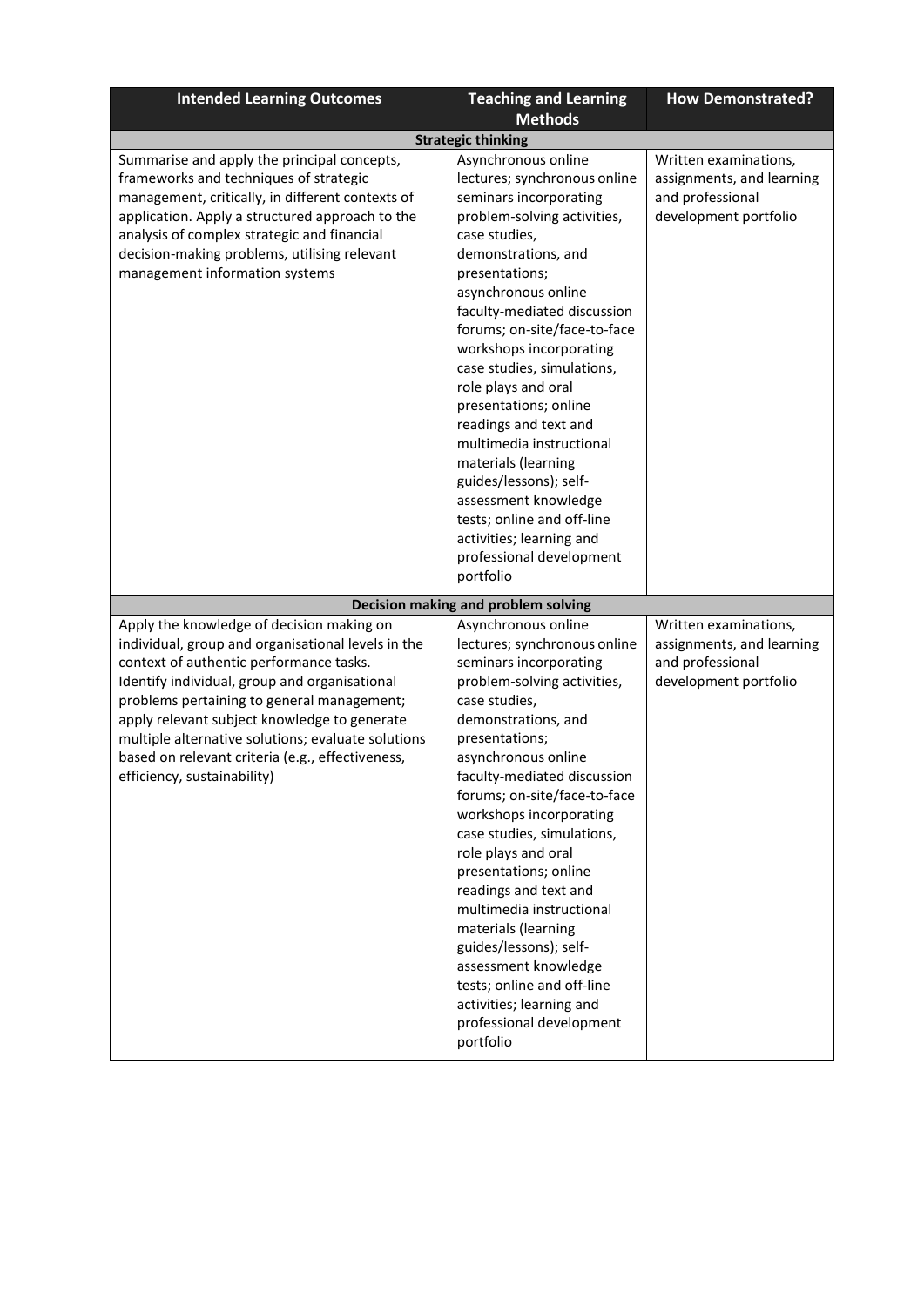| Intended Learning Outcomes | Teaching and Learning Methods | How Demonstrated? |
|---|---|---|
| **Strategic thinking** | | |
| Summarise and apply the principal concepts, frameworks and techniques of strategic management, critically, in different contexts of application. Apply a structured approach to the analysis of complex strategic and financial decision-making problems, utilising relevant management information systems | Asynchronous online lectures; synchronous online seminars incorporating problem-solving activities, case studies, demonstrations, and presentations; asynchronous online faculty-mediated discussion forums; on-site/face-to-face workshops incorporating case studies, simulations, role plays and oral presentations; online readings and text and multimedia instructional materials (learning guides/lessons); self-assessment knowledge tests; online and off-line activities; learning and professional development portfolio | Written examinations, assignments, and learning and professional development portfolio |
| **Decision making and problem solving** | | |
| Apply the knowledge of decision making on individual, group and organisational levels in the context of authentic performance tasks. Identify individual, group and organisational problems pertaining to general management; apply relevant subject knowledge to generate multiple alternative solutions; evaluate solutions based on relevant criteria (e.g., effectiveness, efficiency, sustainability) | Asynchronous online lectures; synchronous online seminars incorporating problem-solving activities, case studies, demonstrations, and presentations; asynchronous online faculty-mediated discussion forums; on-site/face-to-face workshops incorporating case studies, simulations, role plays and oral presentations; online readings and text and multimedia instructional materials (learning guides/lessons); self-assessment knowledge tests; online and off-line activities; learning and professional development portfolio | Written examinations, assignments, and learning and professional development portfolio |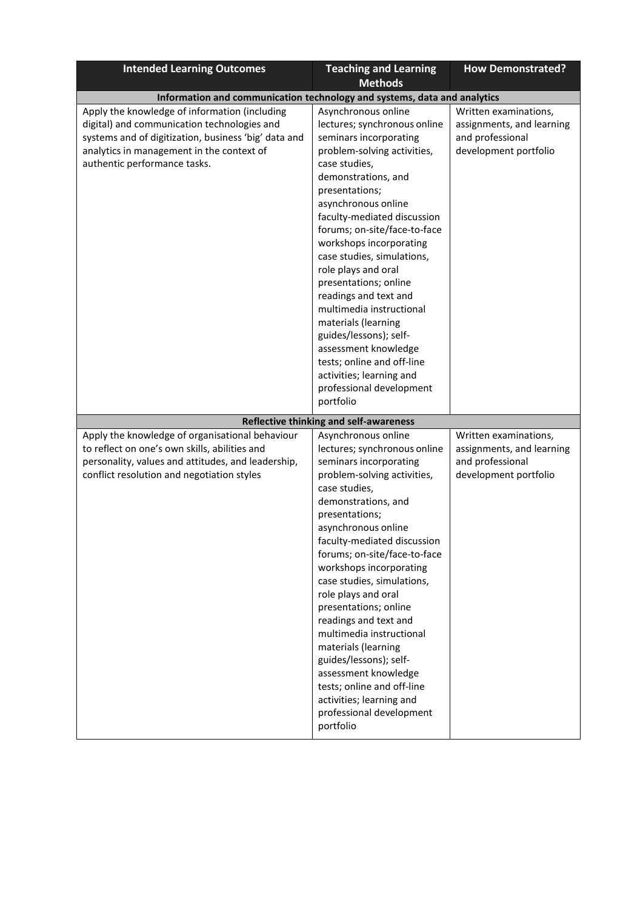| Intended Learning Outcomes | Teaching and Learning Methods | How Demonstrated? |
|---|---|---|
| **Information and communication technology and systems, data and analytics** | | |
| Apply the knowledge of information (including digital) and communication technologies and systems and of digitization, business 'big' data and analytics in management in the context of authentic performance tasks. | Asynchronous online lectures; synchronous online seminars incorporating problem-solving activities, case studies, demonstrations, and presentations; asynchronous online faculty-mediated discussion forums; on-site/face-to-face workshops incorporating case studies, simulations, role plays and oral presentations; online readings and text and multimedia instructional materials (learning guides/lessons); self-assessment knowledge tests; online and off-line activities; learning and professional development portfolio | Written examinations, assignments, and learning and professional development portfolio |
| **Reflective thinking and self-awareness** | | |
| Apply the knowledge of organisational behaviour to reflect on one's own skills, abilities and personality, values and attitudes, and leadership, conflict resolution and negotiation styles | Asynchronous online lectures; synchronous online seminars incorporating problem-solving activities, case studies, demonstrations, and presentations; asynchronous online faculty-mediated discussion forums; on-site/face-to-face workshops incorporating case studies, simulations, role plays and oral presentations; online readings and text and multimedia instructional materials (learning guides/lessons); self-assessment knowledge tests; online and off-line activities; learning and professional development portfolio | Written examinations, assignments, and learning and professional development portfolio |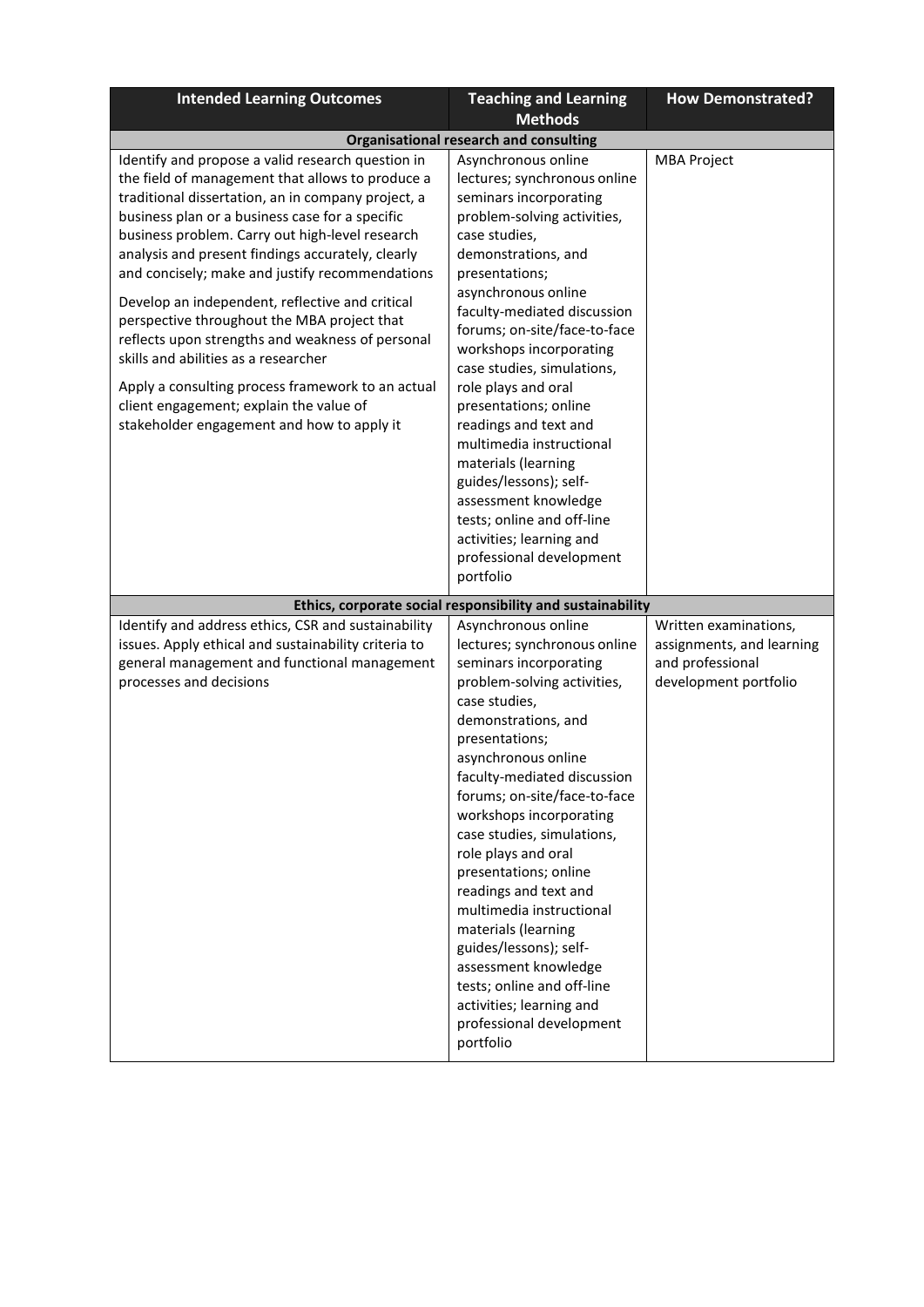| Intended Learning Outcomes | Teaching and Learning Methods | How Demonstrated? |
|---|---|---|
| **Organisational research and consulting** | | |
| Identify and propose a valid research question in the field of management that allows to produce a traditional dissertation, an in company project, a business plan or a business case for a specific business problem. Carry out high-level research analysis and present findings accurately, clearly and concisely; make and justify recommendations<br><br>Develop an independent, reflective and critical perspective throughout the MBA project that reflects upon strengths and weakness of personal skills and abilities as a researcher<br><br>Apply a consulting process framework to an actual client engagement; explain the value of stakeholder engagement and how to apply it | Asynchronous online lectures; synchronous online seminars incorporating problem-solving activities, case studies, demonstrations, and presentations; asynchronous online faculty-mediated discussion forums; on-site/face-to-face workshops incorporating case studies, simulations, role plays and oral presentations; online readings and text and multimedia instructional materials (learning guides/lessons); self-assessment knowledge tests; online and off-line activities; learning and professional development portfolio | MBA Project |
| **Ethics, corporate social responsibility and sustainability** | | |
| Identify and address ethics, CSR and sustainability issues. Apply ethical and sustainability criteria to general management and functional management processes and decisions | Asynchronous online lectures; synchronous online seminars incorporating problem-solving activities, case studies, demonstrations, and presentations; asynchronous online faculty-mediated discussion forums; on-site/face-to-face workshops incorporating case studies, simulations, role plays and oral presentations; online readings and text and multimedia instructional materials (learning guides/lessons); self-assessment knowledge tests; online and off-line activities; learning and professional development portfolio | Written examinations, assignments, and learning and professional development portfolio |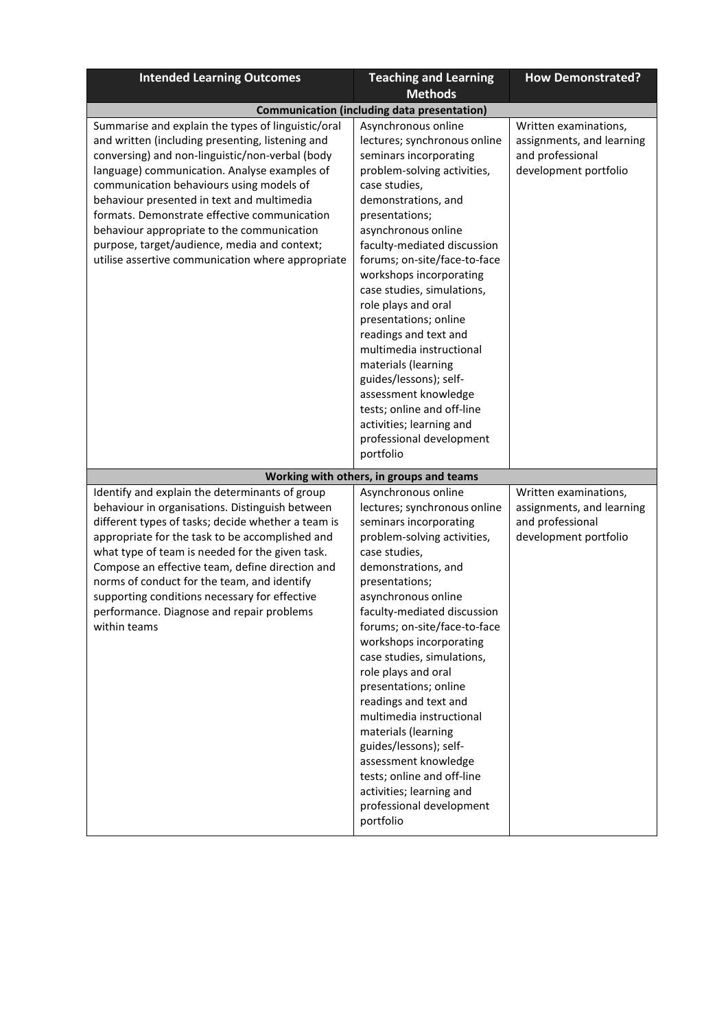| Intended Learning Outcomes | Teaching and Learning Methods | How Demonstrated? |
|---|---|---|
| **Communication (including data presentation)** | | |
| Summarise and explain the types of linguistic/oral and written (including presenting, listening and conversing) and non-linguistic/non-verbal (body language) communication. Analyse examples of communication behaviours using models of behaviour presented in text and multimedia formats. Demonstrate effective communication behaviour appropriate to the communication purpose, target/audience, media and context; utilise assertive communication where appropriate | Asynchronous online lectures; synchronous online seminars incorporating problem-solving activities, case studies, demonstrations, and presentations; asynchronous online faculty-mediated discussion forums; on-site/face-to-face workshops incorporating case studies, simulations, role plays and oral presentations; online readings and text and multimedia instructional materials (learning guides/lessons); self-assessment knowledge tests; online and off-line activities; learning and professional development portfolio | Written examinations, assignments, and learning and professional development portfolio |
| **Working with others, in groups and teams** | | |
| Identify and explain the determinants of group behaviour in organisations. Distinguish between different types of tasks; decide whether a team is appropriate for the task to be accomplished and what type of team is needed for the given task. Compose an effective team, define direction and norms of conduct for the team, and identify supporting conditions necessary for effective performance. Diagnose and repair problems within teams | Asynchronous online lectures; synchronous online seminars incorporating problem-solving activities, case studies, demonstrations, and presentations; asynchronous online faculty-mediated discussion forums; on-site/face-to-face workshops incorporating case studies, simulations, role plays and oral presentations; online readings and text and multimedia instructional materials (learning guides/lessons); self-assessment knowledge tests; online and off-line activities; learning and professional development portfolio | Written examinations, assignments, and learning and professional development portfolio |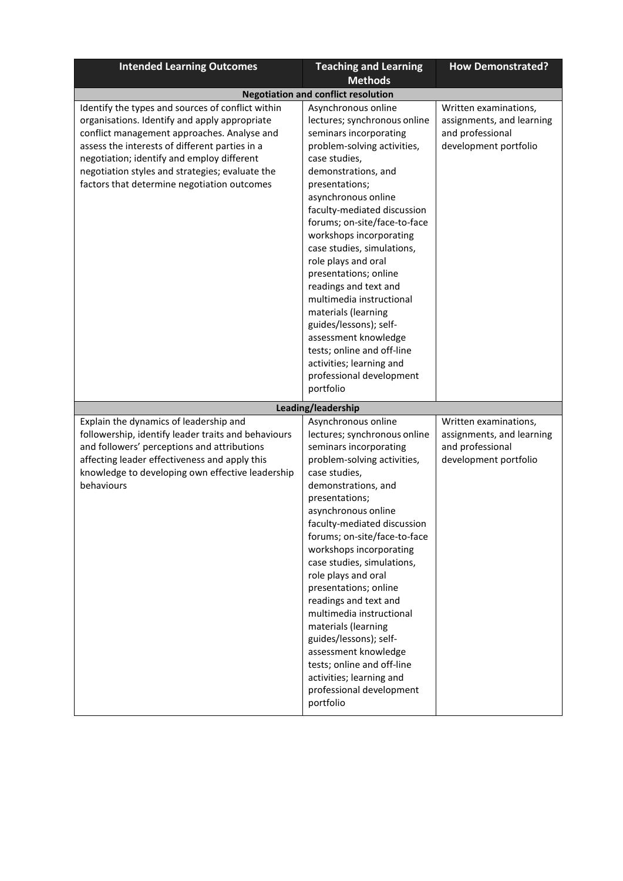| Intended Learning Outcomes | Teaching and Learning Methods | How Demonstrated? |
|---|---|---|
| **Negotiation and conflict resolution** | | |
| Identify the types and sources of conflict within organisations. Identify and apply appropriate conflict management approaches. Analyse and assess the interests of different parties in a negotiation; identify and employ different negotiation styles and strategies; evaluate the factors that determine negotiation outcomes | Asynchronous online lectures; synchronous online seminars incorporating problem-solving activities, case studies, demonstrations, and presentations; asynchronous online faculty-mediated discussion forums; on-site/face-to-face workshops incorporating case studies, simulations, role plays and oral presentations; online readings and text and multimedia instructional materials (learning guides/lessons); self-assessment knowledge tests; online and off-line activities; learning and professional development portfolio | Written examinations, assignments, and learning and professional development portfolio |
| **Leading/leadership** | | |
| Explain the dynamics of leadership and followership, identify leader traits and behaviours and followers' perceptions and attributions affecting leader effectiveness and apply this knowledge to developing own effective leadership behaviours | Asynchronous online lectures; synchronous online seminars incorporating problem-solving activities, case studies, demonstrations, and presentations; asynchronous online faculty-mediated discussion forums; on-site/face-to-face workshops incorporating case studies, simulations, role plays and oral presentations; online readings and text and multimedia instructional materials (learning guides/lessons); self-assessment knowledge tests; online and off-line activities; learning and professional development portfolio | Written examinations, assignments, and learning and professional development portfolio |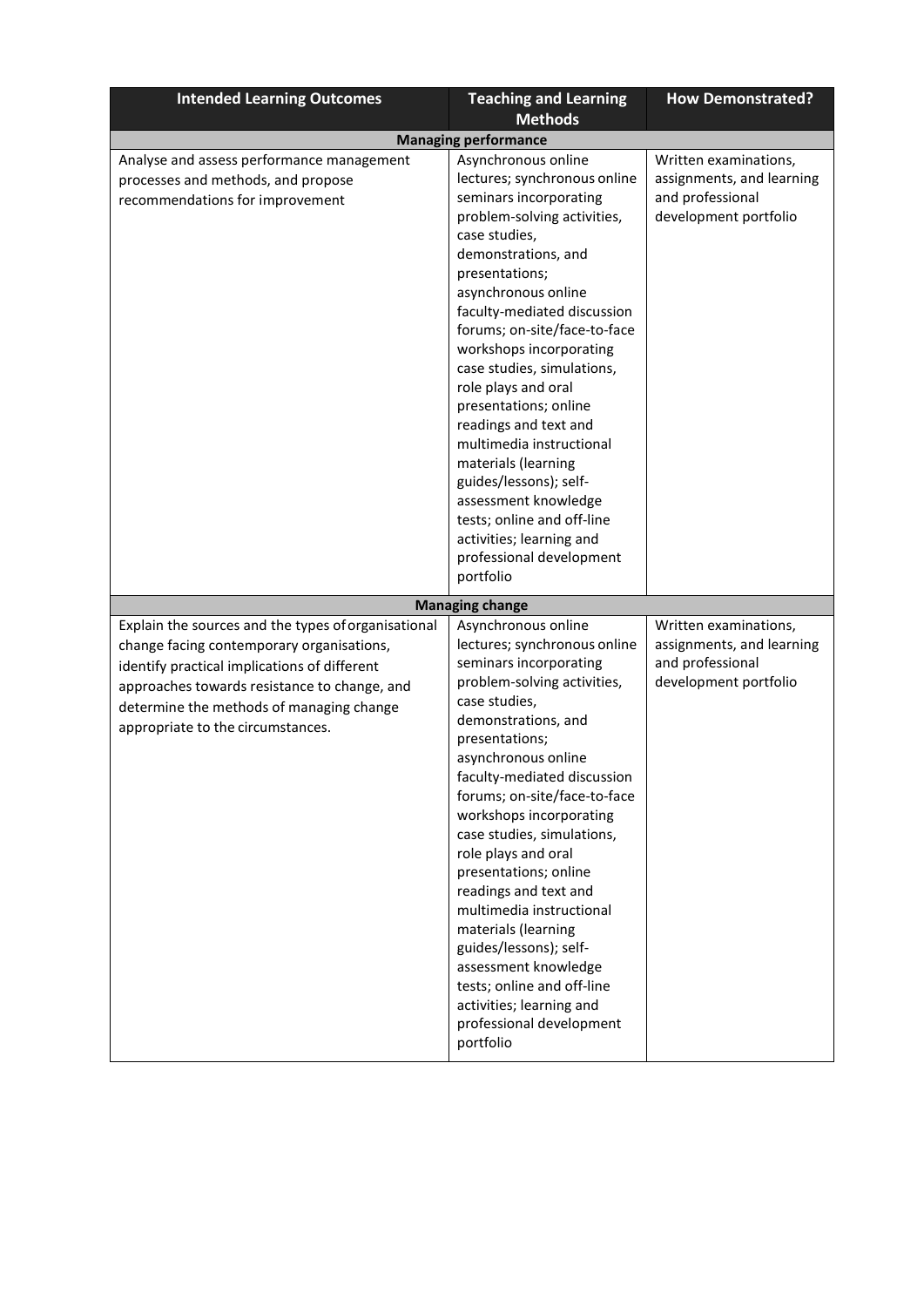| Intended Learning Outcomes | Teaching and Learning Methods | How Demonstrated? |
|---|---|---|
| **Managing performance** | | |
| Analyse and assess performance management processes and methods, and propose recommendations for improvement | Asynchronous online lectures; synchronous online seminars incorporating problem-solving activities, case studies, demonstrations, and presentations; asynchronous online faculty-mediated discussion forums; on-site/face-to-face workshops incorporating case studies, simulations, role plays and oral presentations; online readings and text and multimedia instructional materials (learning guides/lessons); self-assessment knowledge tests; online and off-line activities; learning and professional development portfolio | Written examinations, assignments, and learning and professional development portfolio |
| **Managing change** | | |
| Explain the sources and the types of organisational change facing contemporary organisations, identify practical implications of different approaches towards resistance to change, and determine the methods of managing change appropriate to the circumstances. | Asynchronous online lectures; synchronous online seminars incorporating problem-solving activities, case studies, demonstrations, and presentations; asynchronous online faculty-mediated discussion forums; on-site/face-to-face workshops incorporating case studies, simulations, role plays and oral presentations; online readings and text and multimedia instructional materials (learning guides/lessons); self-assessment knowledge tests; online and off-line activities; learning and professional development portfolio | Written examinations, assignments, and learning and professional development portfolio |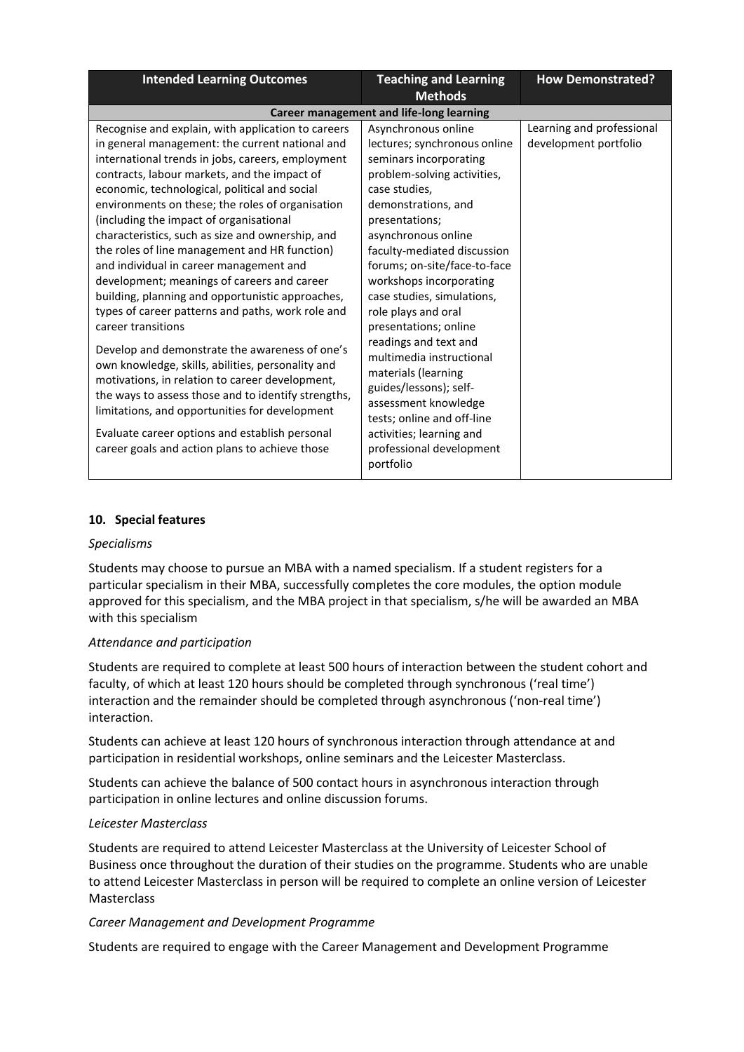| Intended Learning Outcomes | Teaching and Learning Methods | How Demonstrated? |
|---|---|---|
| **Career management and life-long learning** | | |
| Recognise and explain, with application to careers in general management: the current national and international trends in jobs, careers, employment contracts, labour markets, and the impact of economic, technological, political and social environments on these; the roles of organisation (including the impact of organisational characteristics, such as size and ownership, and the roles of line management and HR function) and individual in career management and development; meanings of careers and career building, planning and opportunistic approaches, types of career patterns and paths, work role and career transitions<br><br>Develop and demonstrate the awareness of one's own knowledge, skills, abilities, personality and motivations, in relation to career development, the ways to assess those and to identify strengths, limitations, and opportunities for development<br><br>Evaluate career options and establish personal career goals and action plans to achieve those | Asynchronous online lectures; synchronous online seminars incorporating problem-solving activities, case studies, demonstrations, and presentations; asynchronous online faculty-mediated discussion forums; on-site/face-to-face workshops incorporating case studies, simulations, role plays and oral presentations; online readings and text and multimedia instructional materials (learning guides/lessons); self-assessment knowledge tests; online and off-line activities; learning and professional development portfolio | Learning and professional development portfolio |

## 10. Special features

*Specialisms*

Students may choose to pursue an MBA with a named specialism. If a student registers for a particular specialism in their MBA, successfully completes the core modules, the option module approved for this specialism, and the MBA project in that specialism, s/he will be awarded an MBA with this specialism

*Attendance and participation*

Students are required to complete at least 500 hours of interaction between the student cohort and faculty, of which at least 120 hours should be completed through synchronous ('real time') interaction and the remainder should be completed through asynchronous ('non-real time') interaction.

Students can achieve at least 120 hours of synchronous interaction through attendance at and participation in residential workshops, online seminars and the Leicester Masterclass.

Students can achieve the balance of 500 contact hours in asynchronous interaction through participation in online lectures and online discussion forums.

*Leicester Masterclass*

Students are required to attend Leicester Masterclass at the University of Leicester School of Business once throughout the duration of their studies on the programme. Students who are unable to attend Leicester Masterclass in person will be required to complete an online version of Leicester Masterclass

*Career Management and Development Programme*

Students are required to engage with the Career Management and Development Programme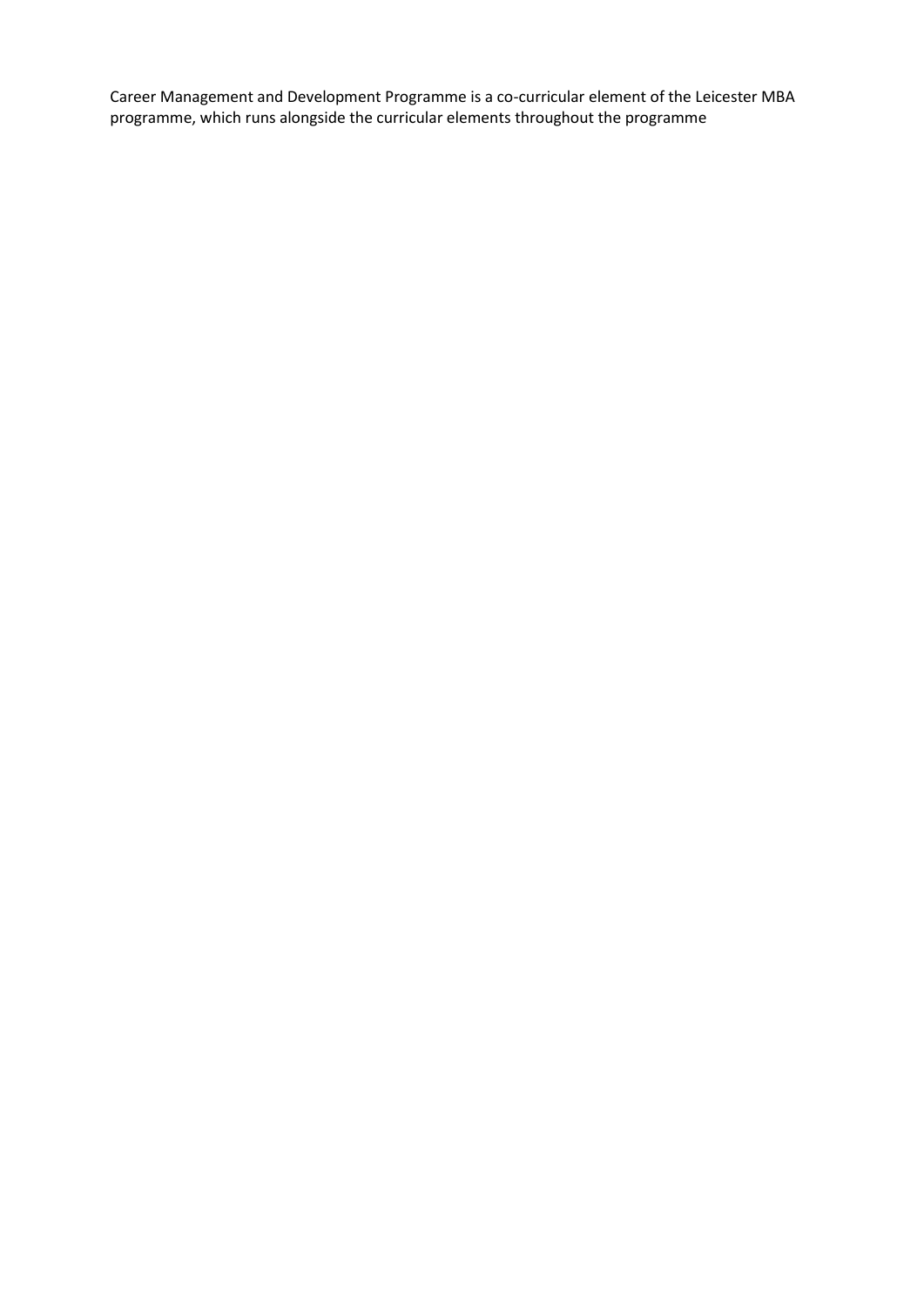Career Management and Development Programme is a co-curricular element of the Leicester MBA programme, which runs alongside the curricular elements throughout the programme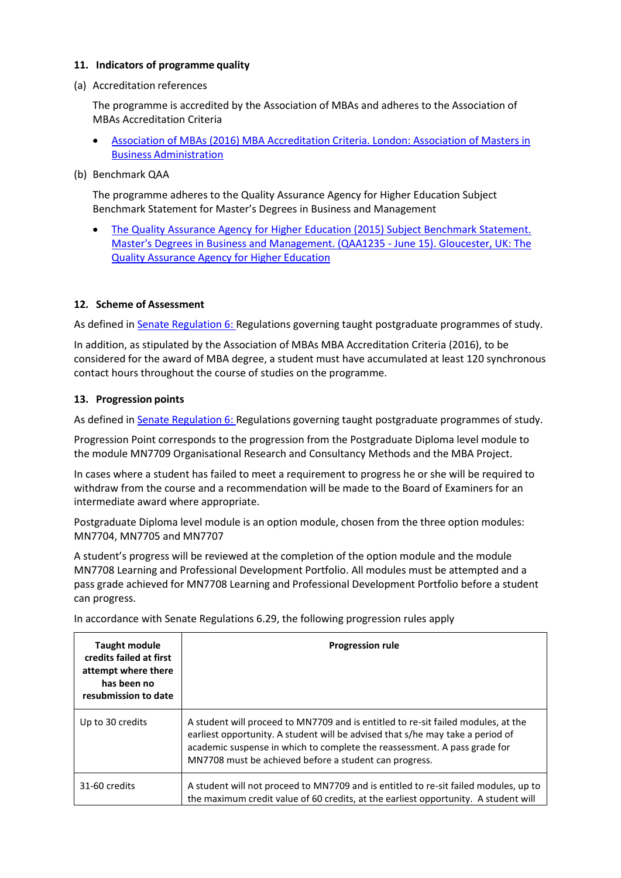## 11. Indicators of programme quality

(a) Accreditation references

The programme is accredited by the Association of MBAs and adheres to the Association of MBAs Accreditation Criteria

- [Association of MBAs (2016) MBA Accreditation Criteria. London: Association of Masters in Business Administration]()

(b) Benchmark QAA

The programme adheres to the Quality Assurance Agency for Higher Education Subject Benchmark Statement for Master's Degrees in Business and Management

- [The Quality Assurance Agency for Higher Education (2015) Subject Benchmark Statement. Master's Degrees in Business and Management. (QAA1235 - June 15). Gloucester, UK: The Quality Assurance Agency for Higher Education]()

## 12. Scheme of Assessment

As defined in [Senate Regulation 6:]() Regulations governing taught postgraduate programmes of study.

In addition, as stipulated by the Association of MBAs MBA Accreditation Criteria (2016), to be considered for the award of MBA degree, a student must have accumulated at least 120 synchronous contact hours throughout the course of studies on the programme.

## 13. Progression points

As defined in [Senate Regulation 6:]() Regulations governing taught postgraduate programmes of study.

Progression Point corresponds to the progression from the Postgraduate Diploma level module to the module MN7709 Organisational Research and Consultancy Methods and the MBA Project.

In cases where a student has failed to meet a requirement to progress he or she will be required to withdraw from the course and a recommendation will be made to the Board of Examiners for an intermediate award where appropriate.

Postgraduate Diploma level module is an option module, chosen from the three option modules: MN7704, MN7705 and MN7707

A student's progress will be reviewed at the completion of the option module and the module MN7708 Learning and Professional Development Portfolio. All modules must be attempted and a pass grade achieved for MN7708 Learning and Professional Development Portfolio before a student can progress.

In accordance with Senate Regulations 6.29, the following progression rules apply

| Taught module credits failed at first attempt where there has been no resubmission to date | Progression rule |
|---|---|
| Up to 30 credits | A student will proceed to MN7709 and is entitled to re-sit failed modules, at the earliest opportunity. A student will be advised that s/he may take a period of academic suspense in which to complete the reassessment. A pass grade for MN7708 must be achieved before a student can progress. |
| 31-60 credits | A student will not proceed to MN7709 and is entitled to re-sit failed modules, up to the maximum credit value of 60 credits, at the earliest opportunity. A student will |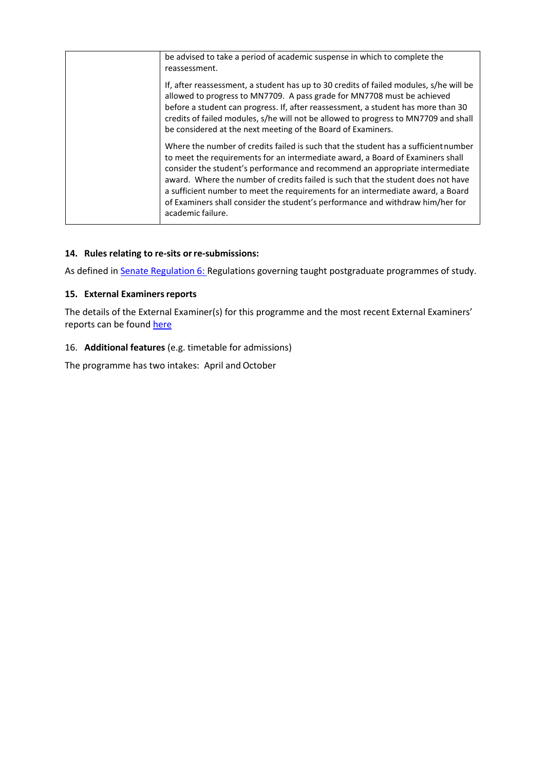|  | be advised to take a period of academic suspense in which to complete the reassessment.<br><br>If, after reassessment, a student has up to 30 credits of failed modules, s/he will be allowed to progress to MN7709. A pass grade for MN7708 must be achieved before a student can progress. If, after reassessment, a student has more than 30 credits of failed modules, s/he will not be allowed to progress to MN7709 and shall be considered at the next meeting of the Board of Examiners.<br><br>Where the number of credits failed is such that the student has a sufficient number to meet the requirements for an intermediate award, a Board of Examiners shall consider the student's performance and recommend an appropriate intermediate award. Where the number of credits failed is such that the student does not have a sufficient number to meet the requirements for an intermediate award, a Board of Examiners shall consider the student's performance and withdraw him/her for academic failure. |
|---|---|

### 14. Rules relating to re-sits or re-submissions:

As defined in Senate Regulation 6: Regulations governing taught postgraduate programmes of study.

### 15. External Examiners reports

The details of the External Examiner(s) for this programme and the most recent External Examiners' reports can be found here

### 16. **Additional features** (e.g. timetable for admissions)

The programme has two intakes: April and October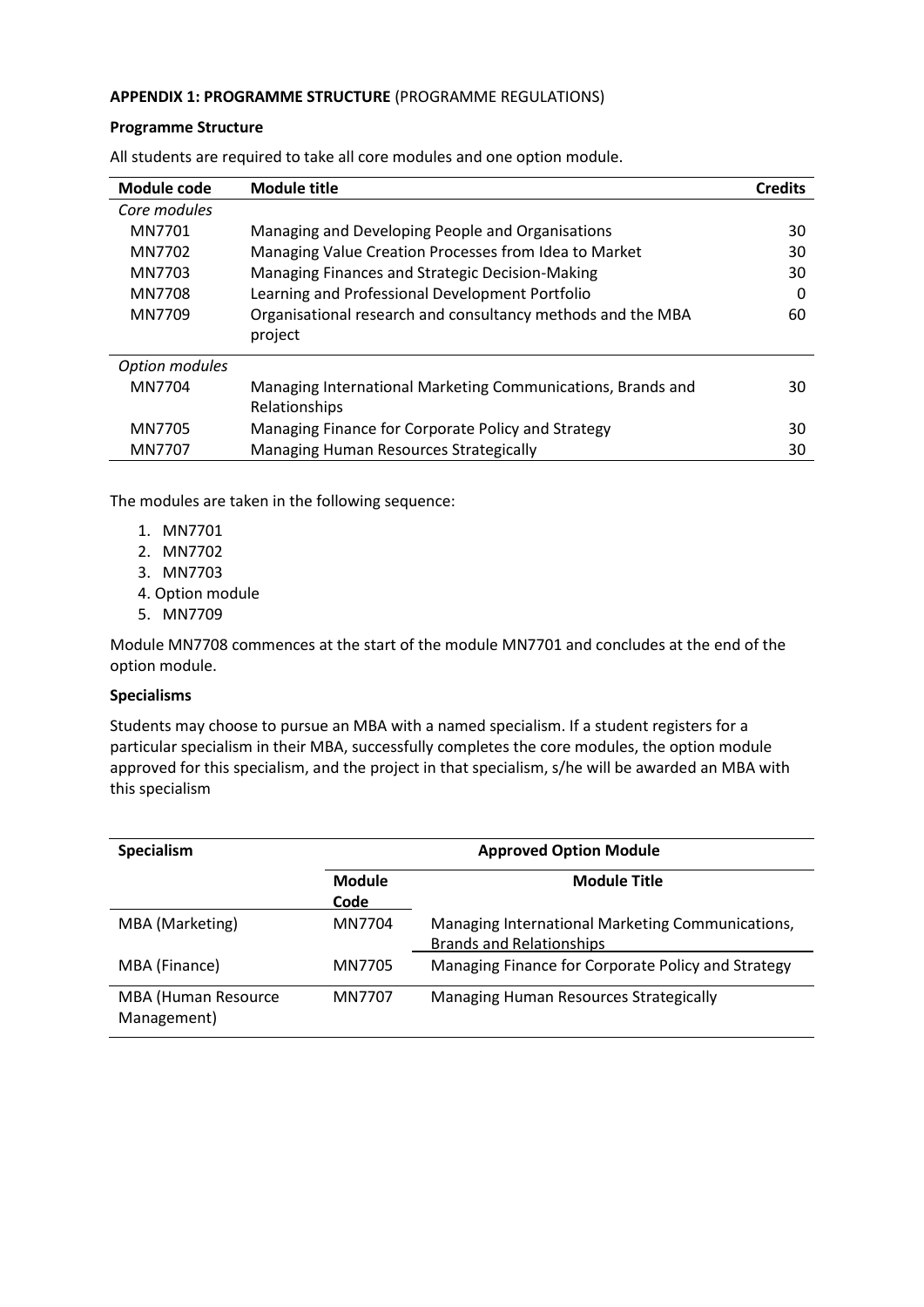**APPENDIX 1: PROGRAMME STRUCTURE** (PROGRAMME REGULATIONS)

**Programme Structure**

All students are required to take all core modules and one option module.

| Module code | Module title | Credits |
|---|---|---|
| *Core modules* | | |
| MN7701 | Managing and Developing People and Organisations | 30 |
| MN7702 | Managing Value Creation Processes from Idea to Market | 30 |
| MN7703 | Managing Finances and Strategic Decision-Making | 30 |
| MN7708 | Learning and Professional Development Portfolio | 0 |
| MN7709 | Organisational research and consultancy methods and the MBA project | 60 |
| *Option modules* | | |
| MN7704 | Managing International Marketing Communications, Brands and Relationships | 30 |
| MN7705 | Managing Finance for Corporate Policy and Strategy | 30 |
| MN7707 | Managing Human Resources Strategically | 30 |

The modules are taken in the following sequence:

1. MN7701
2. MN7702
3. MN7703
4. Option module
5. MN7709

Module MN7708 commences at the start of the module MN7701 and concludes at the end of the option module.

**Specialisms**

Students may choose to pursue an MBA with a named specialism. If a student registers for a particular specialism in their MBA, successfully completes the core modules, the option module approved for this specialism, and the project in that specialism, s/he will be awarded an MBA with this specialism

| Specialism | Approved Option Module | |
|---|---|---|
| | **Module Code** | **Module Title** |
| MBA (Marketing) | MN7704 | Managing International Marketing Communications, Brands and Relationships |
| MBA (Finance) | MN7705 | Managing Finance for Corporate Policy and Strategy |
| MBA (Human Resource Management) | MN7707 | Managing Human Resources Strategically |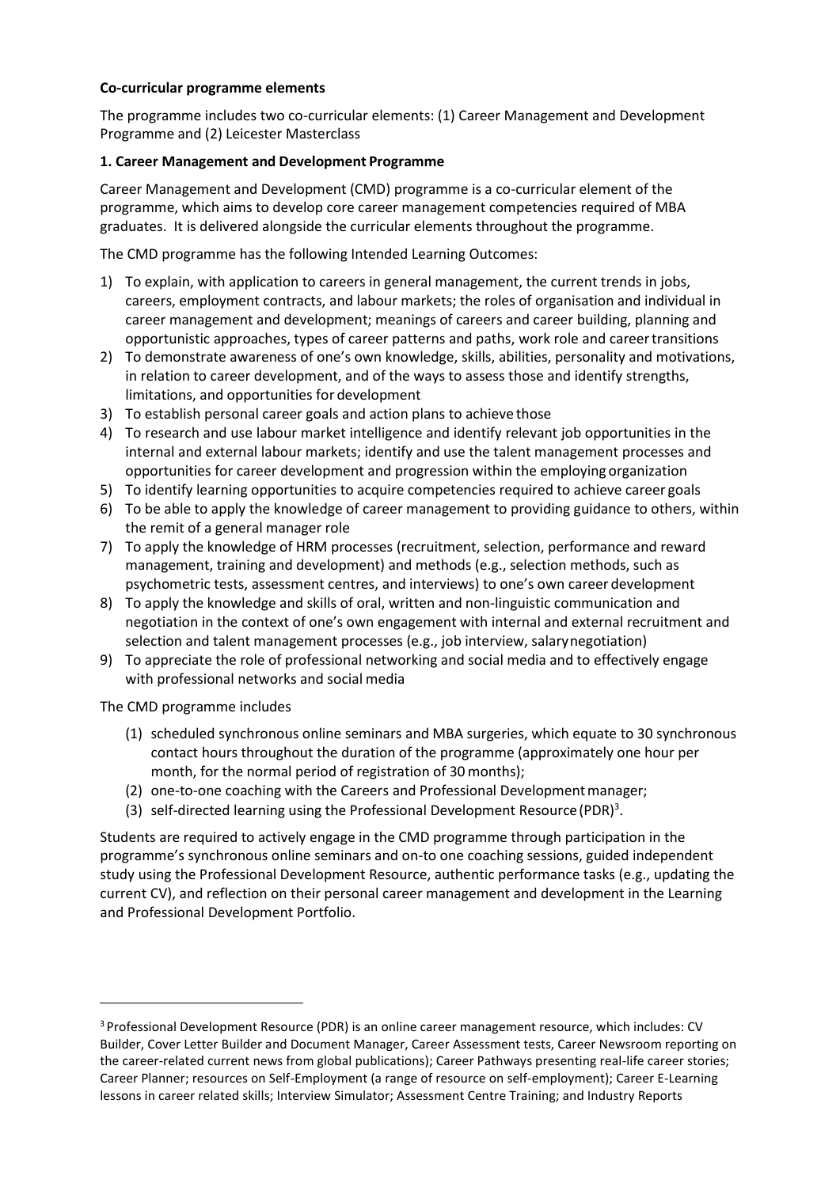**Co-curricular programme elements**

The programme includes two co-curricular elements: (1) Career Management and Development Programme and (2) Leicester Masterclass

**1. Career Management and Development Programme**

Career Management and Development (CMD) programme is a co-curricular element of the programme, which aims to develop core career management competencies required of MBA graduates. It is delivered alongside the curricular elements throughout the programme.

The CMD programme has the following Intended Learning Outcomes:

1) To explain, with application to careers in general management, the current trends in jobs, careers, employment contracts, and labour markets; the roles of organisation and individual in career management and development; meanings of careers and career building, planning and opportunistic approaches, types of career patterns and paths, work role and career transitions
2) To demonstrate awareness of one's own knowledge, skills, abilities, personality and motivations, in relation to career development, and of the ways to assess those and identify strengths, limitations, and opportunities for development
3) To establish personal career goals and action plans to achieve those
4) To research and use labour market intelligence and identify relevant job opportunities in the internal and external labour markets; identify and use the talent management processes and opportunities for career development and progression within the employing organization
5) To identify learning opportunities to acquire competencies required to achieve career goals
6) To be able to apply the knowledge of career management to providing guidance to others, within the remit of a general manager role
7) To apply the knowledge of HRM processes (recruitment, selection, performance and reward management, training and development) and methods (e.g., selection methods, such as psychometric tests, assessment centres, and interviews) to one's own career development
8) To apply the knowledge and skills of oral, written and non-linguistic communication and negotiation in the context of one's own engagement with internal and external recruitment and selection and talent management processes (e.g., job interview, salary negotiation)
9) To appreciate the role of professional networking and social media and to effectively engage with professional networks and social media

The CMD programme includes

(1) scheduled synchronous online seminars and MBA surgeries, which equate to 30 synchronous contact hours throughout the duration of the programme (approximately one hour per month, for the normal period of registration of 30 months);
(2) one-to-one coaching with the Careers and Professional Development manager;
(3) self-directed learning using the Professional Development Resource (PDR)[3].

Students are required to actively engage in the CMD programme through participation in the programme's synchronous online seminars and on-to one coaching sessions, guided independent study using the Professional Development Resource, authentic performance tasks (e.g., updating the current CV), and reflection on their personal career management and development in the Learning and Professional Development Portfolio.

---

[3] Professional Development Resource (PDR) is an online career management resource, which includes: CV Builder, Cover Letter Builder and Document Manager, Career Assessment tests, Career Newsroom reporting on the career-related current news from global publications); Career Pathways presenting real-life career stories; Career Planner; resources on Self-Employment (a range of resource on self-employment); Career E-Learning lessons in career related skills; Interview Simulator; Assessment Centre Training; and Industry Reports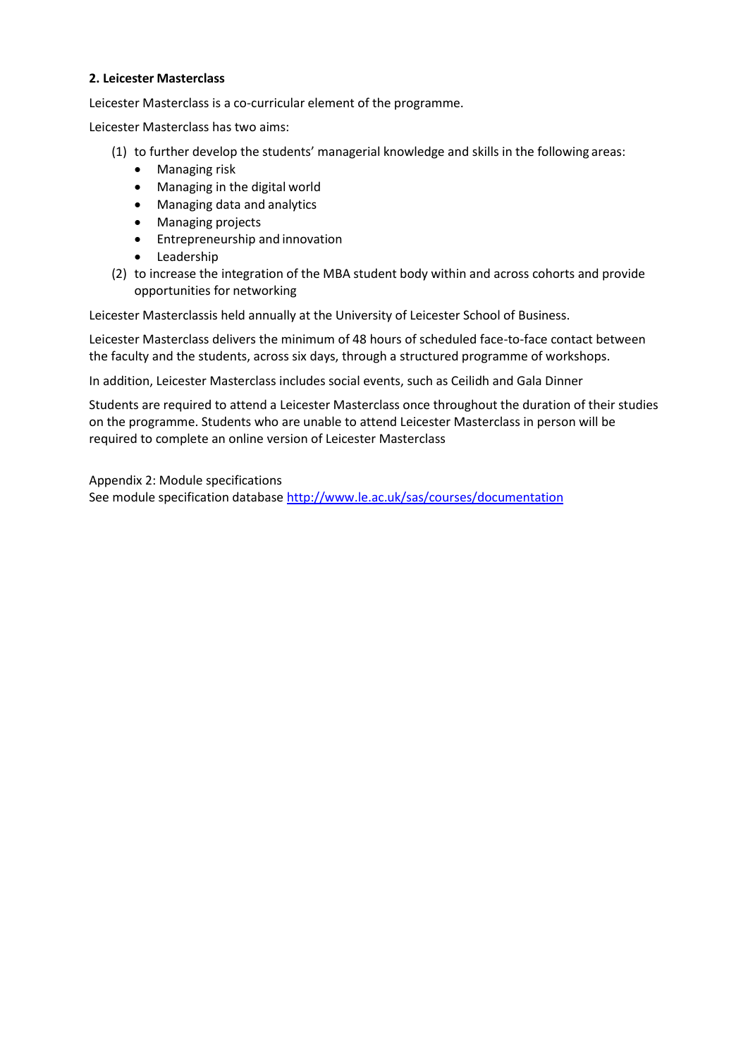**2. Leicester Masterclass**

Leicester Masterclass is a co-curricular element of the programme.

Leicester Masterclass has two aims:

(1) to further develop the students' managerial knowledge and skills in the following areas:
- Managing risk
- Managing in the digital world
- Managing data and analytics
- Managing projects
- Entrepreneurship and innovation
- Leadership

(2) to increase the integration of the MBA student body within and across cohorts and provide opportunities for networking

Leicester Masterclassis held annually at the University of Leicester School of Business.

Leicester Masterclass delivers the minimum of 48 hours of scheduled face-to-face contact between the faculty and the students, across six days, through a structured programme of workshops.

In addition, Leicester Masterclass includes social events, such as Ceilidh and Gala Dinner

Students are required to attend a Leicester Masterclass once throughout the duration of their studies on the programme. Students who are unable to attend Leicester Masterclass in person will be required to complete an online version of Leicester Masterclass

Appendix 2: Module specifications
See module specification database [http://www.le.ac.uk/sas/courses/documentation](http://www.le.ac.uk/sas/courses/documentation)